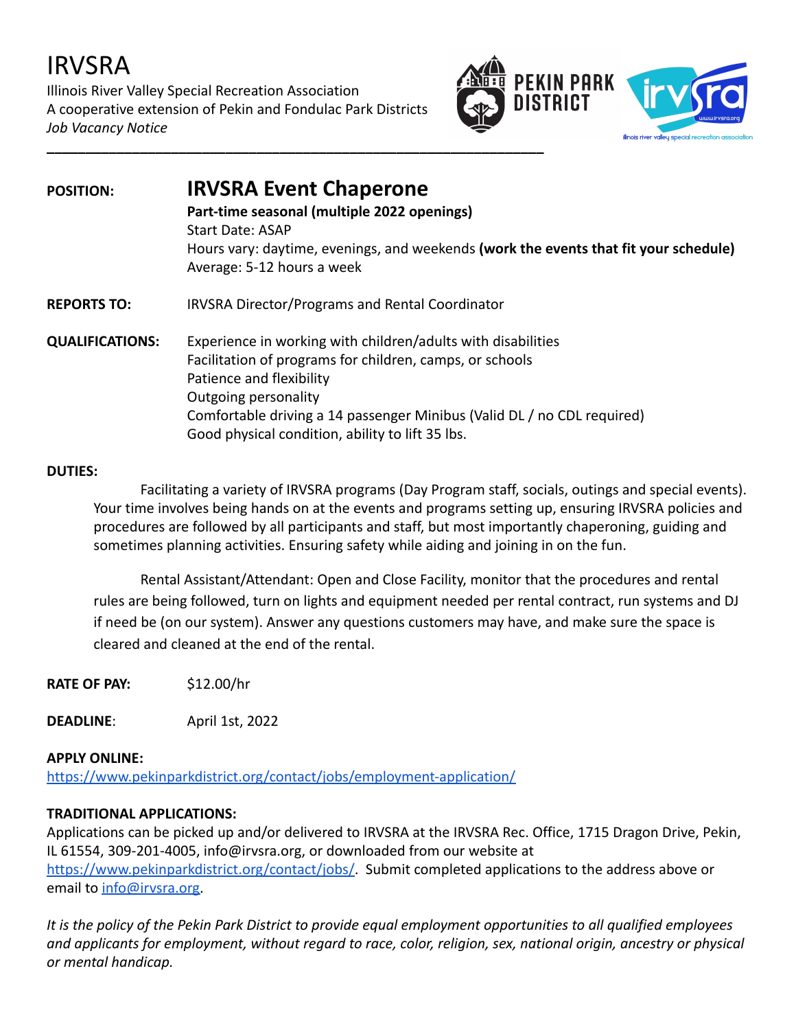# IRVSRA

Illinois River Valley Special Recreation Association
A cooperative extension of Pekin and Fondulac Park Districts
*Job Vacancy Notice*

---

**POSITION:** **IRVSRA Event Chaperone**
**Part-time seasonal (multiple 2022 openings)**
Start Date: ASAP
Hours vary: daytime, evenings, and weekends **(work the events that fit your schedule)**
Average: 5-12 hours a week

**REPORTS TO:** IRVSRA Director/Programs and Rental Coordinator

**QUALIFICATIONS:**
Experience in working with children/adults with disabilities
Facilitation of programs for children, camps, or schools
Patience and flexibility
Outgoing personality
Comfortable driving a 14 passenger Minibus (Valid DL / no CDL required)
Good physical condition, ability to lift 35 lbs.

**DUTIES:**

Facilitating a variety of IRVSRA programs (Day Program staff, socials, outings and special events). Your time involves being hands on at the events and programs setting up, ensuring IRVSRA policies and procedures are followed by all participants and staff, but most importantly chaperoning, guiding and sometimes planning activities. Ensuring safety while aiding and joining in on the fun.

Rental Assistant/Attendant: Open and Close Facility, monitor that the procedures and rental rules are being followed, turn on lights and equipment needed per rental contract, run systems and DJ if need be (on our system). Answer any questions customers may have, and make sure the space is cleared and cleaned at the end of the rental.

**RATE OF PAY:** $12.00/hr

**DEADLINE**: April 1st, 2022

**APPLY ONLINE:**
https://www.pekinparkdistrict.org/contact/jobs/employment-application/

**TRADITIONAL APPLICATIONS:**
Applications can be picked up and/or delivered to IRVSRA at the IRVSRA Rec. Office, 1715 Dragon Drive, Pekin, IL 61554, 309-201-4005, info@irvsra.org, or downloaded from our website at https://www.pekinparkdistrict.org/contact/jobs/. Submit completed applications to the address above or email to info@irvsra.org.

*It is the policy of the Pekin Park District to provide equal employment opportunities to all qualified employees and applicants for employment, without regard to race, color, religion, sex, national origin, ancestry or physical or mental handicap.*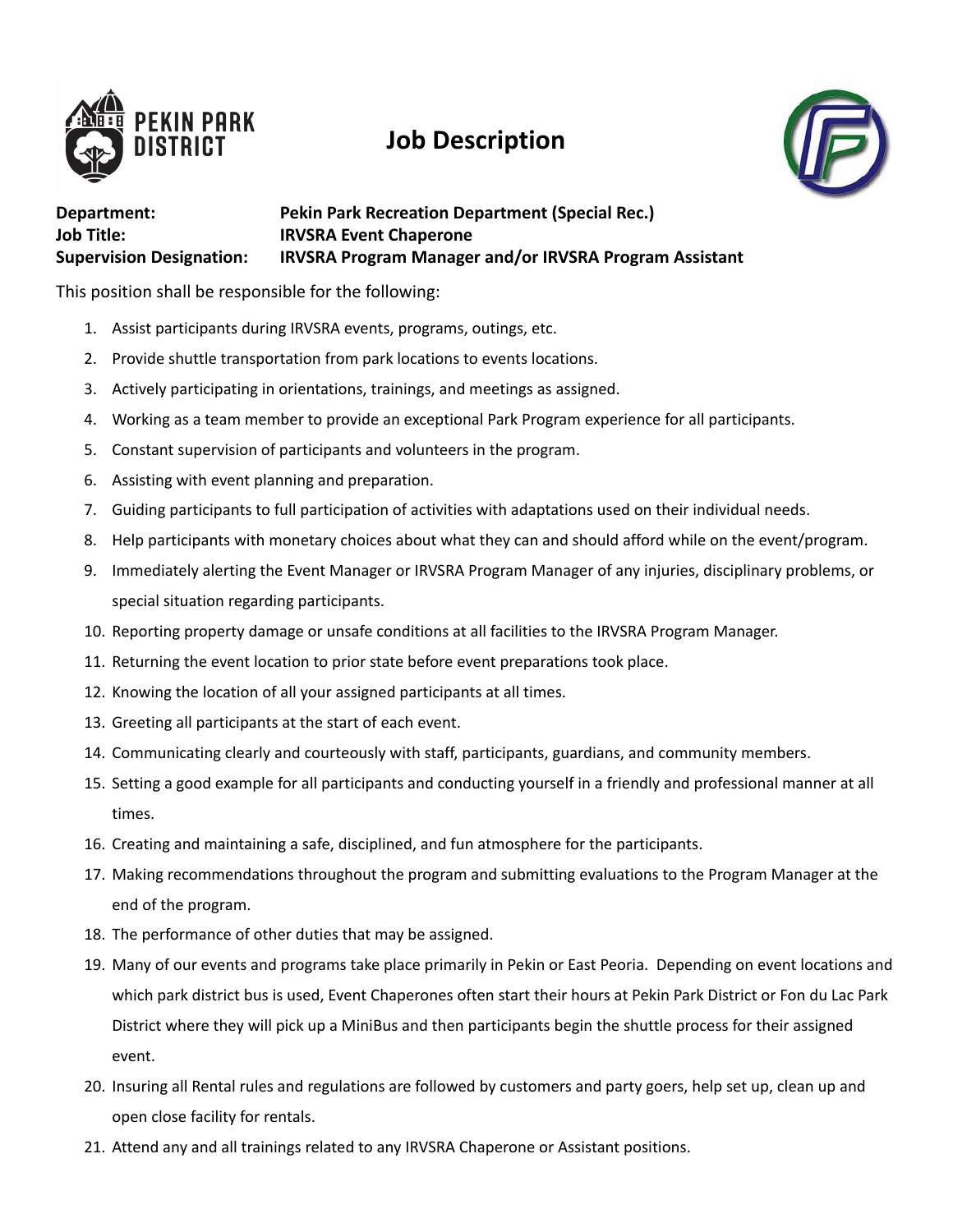# Job Description

**Department:** **Pekin Park Recreation Department (Special Rec.)**
**Job Title:** **IRVSRA Event Chaperone**
**Supervision Designation:** **IRVSRA Program Manager and/or IRVSRA Program Assistant**

This position shall be responsible for the following:

1. Assist participants during IRVSRA events, programs, outings, etc.
2. Provide shuttle transportation from park locations to events locations.
3. Actively participating in orientations, trainings, and meetings as assigned.
4. Working as a team member to provide an exceptional Park Program experience for all participants.
5. Constant supervision of participants and volunteers in the program.
6. Assisting with event planning and preparation.
7. Guiding participants to full participation of activities with adaptations used on their individual needs.
8. Help participants with monetary choices about what they can and should afford while on the event/program.
9. Immediately alerting the Event Manager or IRVSRA Program Manager of any injuries, disciplinary problems, or special situation regarding participants.
10. Reporting property damage or unsafe conditions at all facilities to the IRVSRA Program Manager.
11. Returning the event location to prior state before event preparations took place.
12. Knowing the location of all your assigned participants at all times.
13. Greeting all participants at the start of each event.
14. Communicating clearly and courteously with staff, participants, guardians, and community members.
15. Setting a good example for all participants and conducting yourself in a friendly and professional manner at all times.
16. Creating and maintaining a safe, disciplined, and fun atmosphere for the participants.
17. Making recommendations throughout the program and submitting evaluations to the Program Manager at the end of the program.
18. The performance of other duties that may be assigned.
19. Many of our events and programs take place primarily in Pekin or East Peoria. Depending on event locations and which park district bus is used, Event Chaperones often start their hours at Pekin Park District or Fon du Lac Park District where they will pick up a MiniBus and then participants begin the shuttle process for their assigned event.
20. Insuring all Rental rules and regulations are followed by customers and party goers, help set up, clean up and open close facility for rentals.
21. Attend any and all trainings related to any IRVSRA Chaperone or Assistant positions.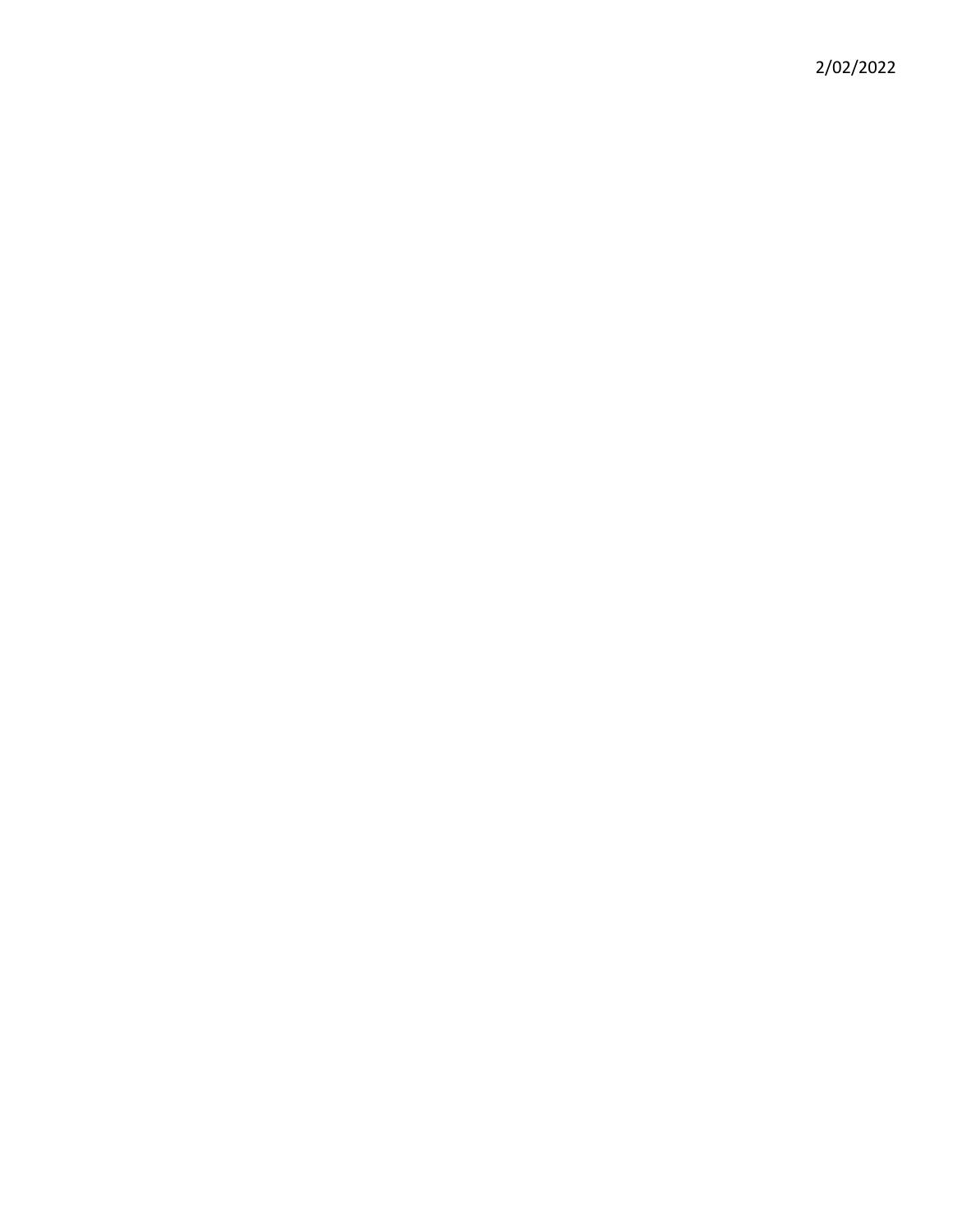2/02/2022